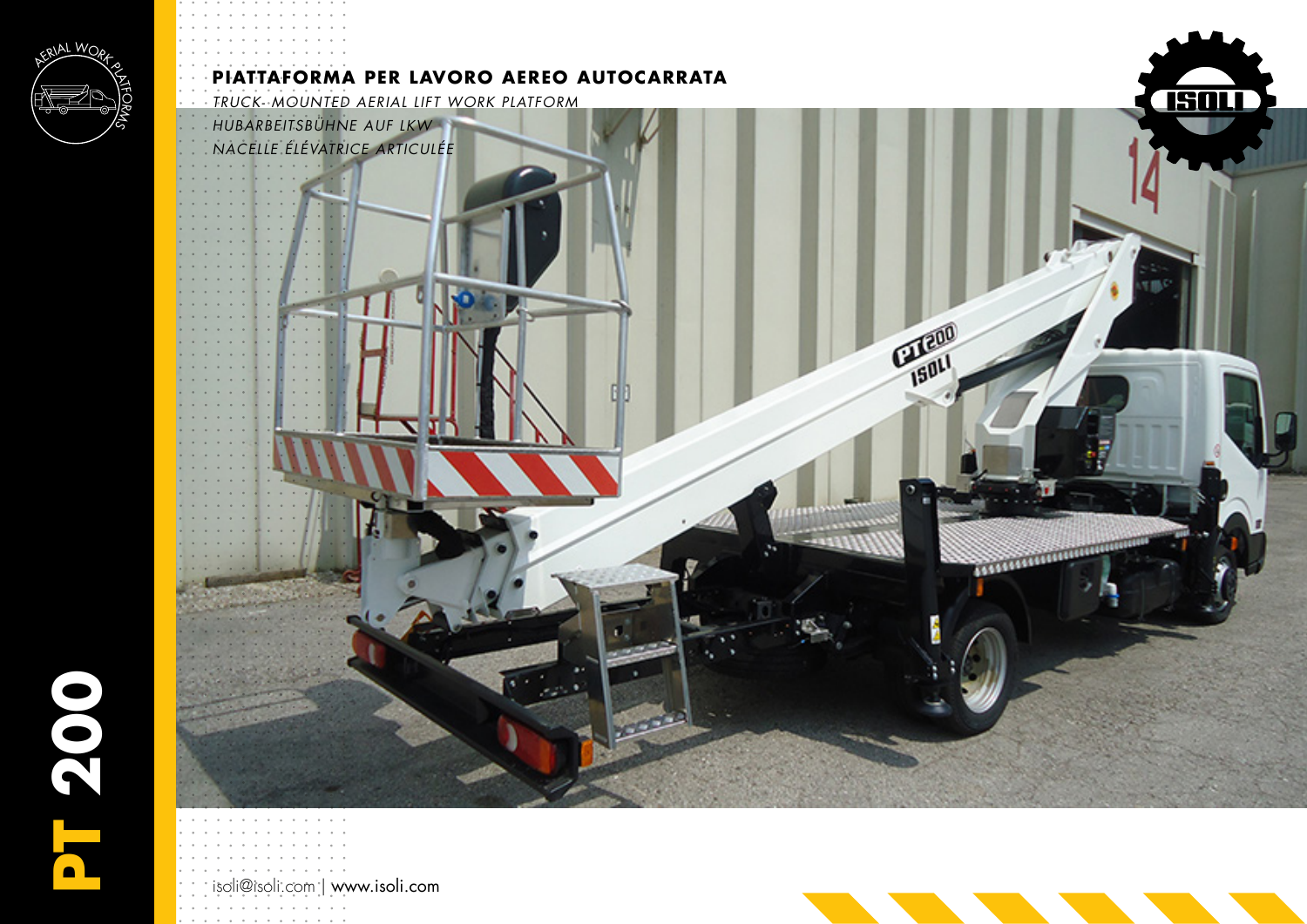# PT 200

## PIATTAFORMA PER LAVORO AEREO AUTOCARRATA

*TRUCK- MOUNTED AERIAL LIFT WORK PLATFORM*

*HUBARBEITSBÜHNE AUF LKW*

*NACELLE ÉLÉVATRICE ARTICULÉE*

isoli@isoli.com | www.isoli.com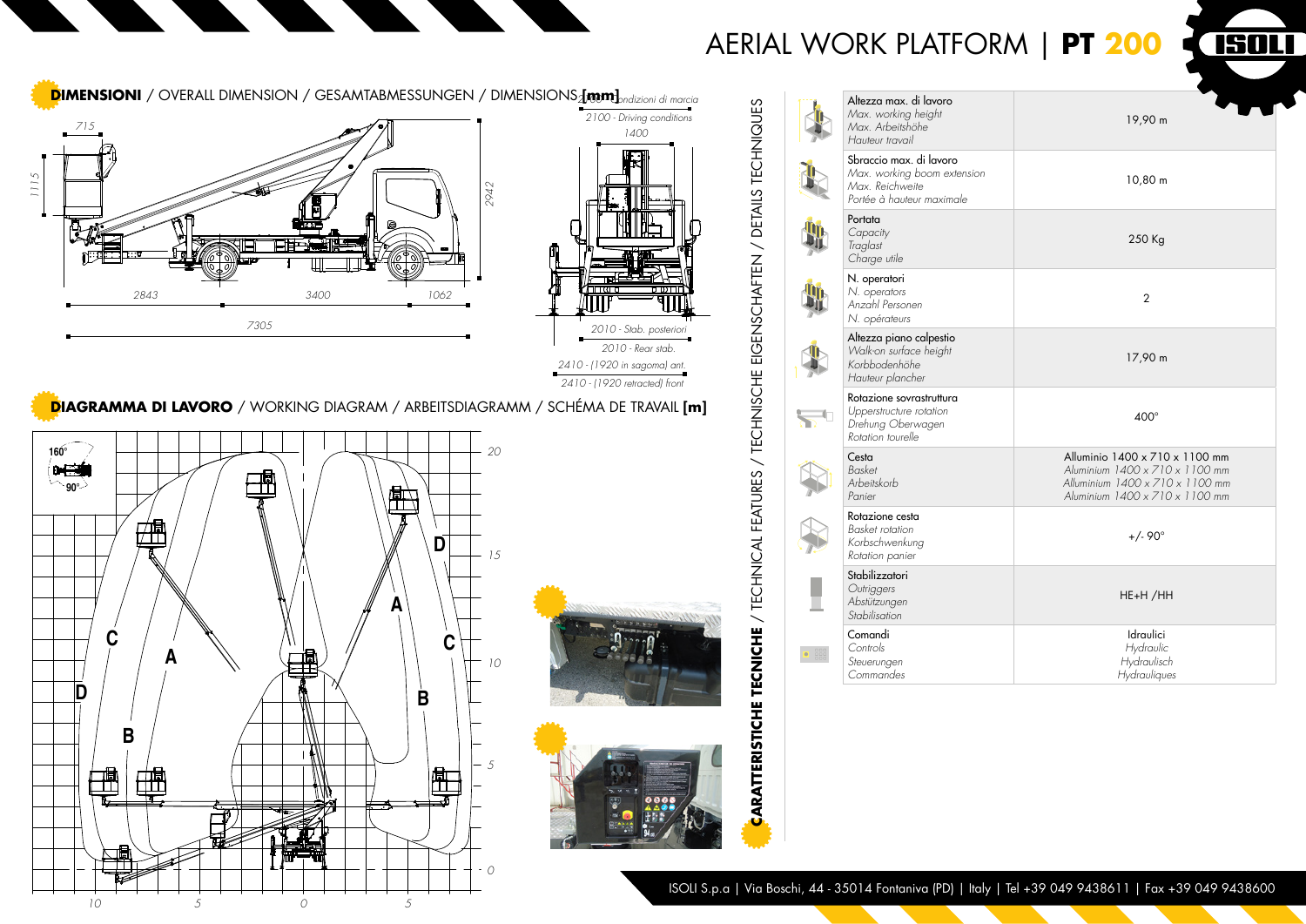# AERIAL WORK PLATFORM | **PT 200**

## **DIMENSIONI** / OVERALL DIMENSION / GESAMTABMESSUNGEN / DIMENSIONS **[mm]**

715
1115
2942
2843
3400
1062
7305

2100 - Condizioni di marcia
2100 - Driving conditions
1400
2010 - Stab. posteriori
2010 - Rear stab.
2410 - (1920 in sagoma) ant.
2410 - (1920 retracted) front

## **DIAGRAMMA DI LAVORO** / WORKING DIAGRAM / ARBEITSDIAGRAMM / SCHÉMA DE TRAVAIL **[m]**

160°
90°
A
B
C
D
20
15
10
5
0
10
5
0
5

## **CARATTERISTICHE TECNICHE** / TECHNICAL FEATURES / TECHNISCHE EIGENSCHAFTEN / DETAILS TECHNIQUES

| | |
|---|---|
| Altezza max. di lavoro<br>*Max. working height*<br>*Max. Arbeitshöhe*<br>*Hauteur travail* | 19,90 m |
| Sbraccio max. di lavoro<br>*Max. working boom extension*<br>*Max. Reichweite*<br>*Portée à hauteur maximale* | 10,80 m |
| Portata<br>*Capacity*<br>*Traglast*<br>*Charge utile* | 250 Kg |
| N. operatori<br>*N. operators*<br>*Anzahl Personen*<br>*N. opérateurs* | 2 |
| Altezza piano calpestio<br>*Walk-on surface height*<br>*Korbbodenhöhe*<br>*Hauteur plancher* | 17,90 m |
| Rotazione sovrastruttura<br>*Upperstructure rotation*<br>*Drehung Oberwagen*<br>*Rotation tourelle* | 400° |
| Cesta<br>*Basket*<br>*Arbeitskorb*<br>*Panier* | Alluminio 1400 x 710 x 1100 mm<br>*Aluminium 1400 x 710 x 1100 mm*<br>*Alluminium 1400 x 710 x 1100 mm*<br>*Aluminium 1400 x 710 x 1100 mm* |
| Rotazione cesta<br>*Basket rotation*<br>*Korbschwenkung*<br>*Rotation panier* | +/- 90° |
| Stabilizzatori<br>*Outriggers*<br>*Abstützungen*<br>*Stabilisation* | HE+H /HH |
| Comandi<br>*Controls*<br>*Steuerungen*<br>*Commandes* | Idraulici<br>*Hydraulic*<br>*Hydraulisch*<br>*Hydrauliques* |

ISOLI S.p.a | Via Boschi, 44 - 35014 Fontaniva (PD) | Italy | Tel +39 049 9438611 | Fax +39 049 9438600